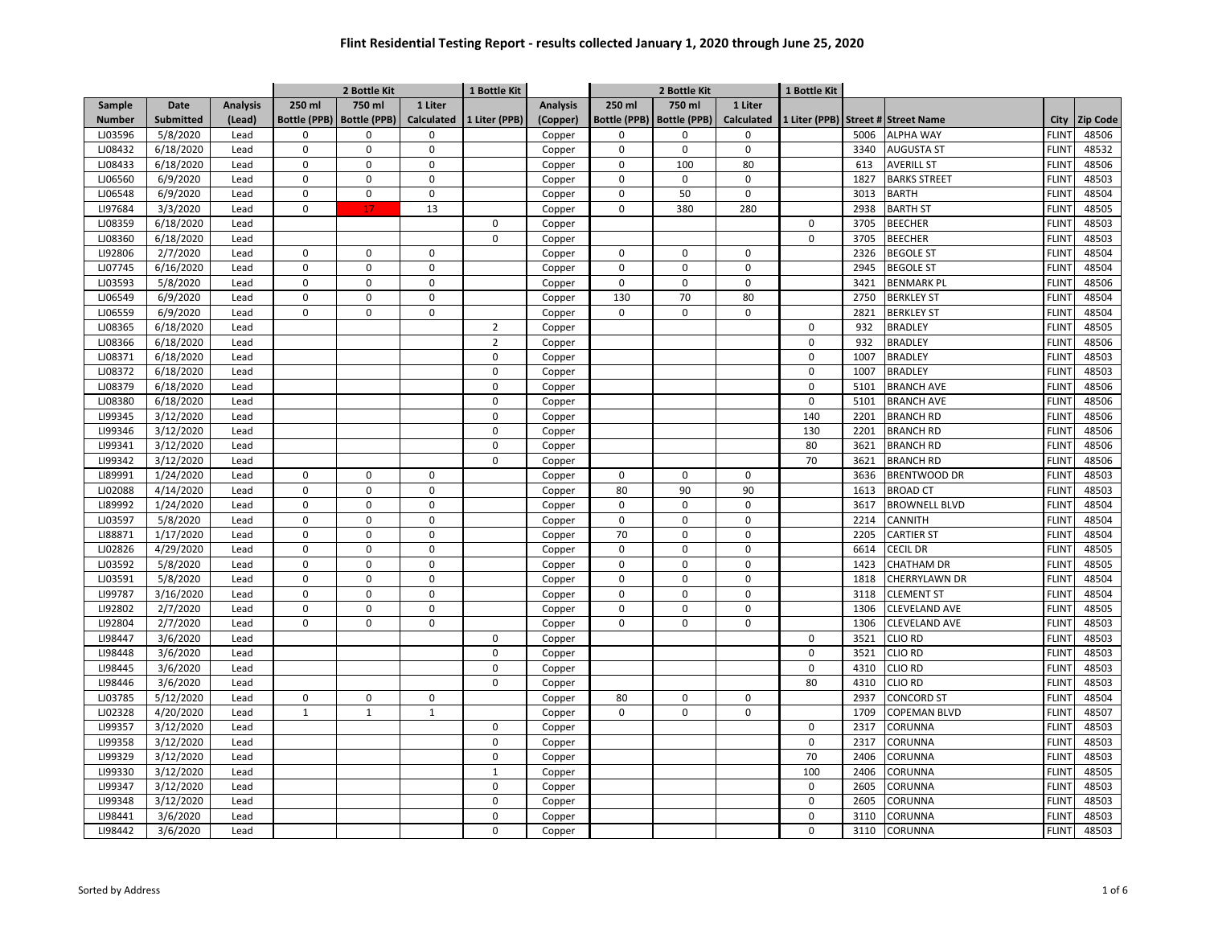# Flint Residential Testing Report - results collected January 1, 2020 through June 25, 2020

| | | | 2 Bottle Kit | | | 1 Bottle Kit | | 2 Bottle Kit | | | 1 Bottle Kit | | | | |
|---|---|---|---|---|---|---|---|---|---|---|---|---|---|---|---|
| Sample Number | Date Submitted | Analysis (Lead) | 250 ml Bottle (PPB) | 750 ml Bottle (PPB) | 1 Liter Calculated | 1 Liter (PPB) | Analysis (Copper) | 250 ml Bottle (PPB) | 750 ml Bottle (PPB) | 1 Liter Calculated | 1 Liter (PPB) | Street # | Street Name | City | Zip Code |
| LJ03596 | 5/8/2020 | Lead | 0 | 0 | 0 | | Copper | 0 | 0 | 0 | | 5006 | ALPHA WAY | FLINT | 48506 |
| LJ08432 | 6/18/2020 | Lead | 0 | 0 | 0 | | Copper | 0 | 0 | 0 | | 3340 | AUGUSTA ST | FLINT | 48532 |
| LJ08433 | 6/18/2020 | Lead | 0 | 0 | 0 | | Copper | 0 | 100 | 80 | | 613 | AVERILL ST | FLINT | 48506 |
| LJ06560 | 6/9/2020 | Lead | 0 | 0 | 0 | | Copper | 0 | 0 | 0 | | 1827 | BARKS STREET | FLINT | 48503 |
| LJ06548 | 6/9/2020 | Lead | 0 | 0 | 0 | | Copper | 0 | 50 | 0 | | 3013 | BARTH | FLINT | 48504 |
| LI97684 | 3/3/2020 | Lead | 0 | 17 | 13 | | Copper | 0 | 380 | 280 | | 2938 | BARTH ST | FLINT | 48505 |
| LJ08359 | 6/18/2020 | Lead | | | | 0 | Copper | | | | 0 | 3705 | BEECHER | FLINT | 48503 |
| LJ08360 | 6/18/2020 | Lead | | | | 0 | Copper | | | | 0 | 3705 | BEECHER | FLINT | 48503 |
| LI92806 | 2/7/2020 | Lead | 0 | 0 | 0 | | Copper | 0 | 0 | 0 | | 2326 | BEGOLE ST | FLINT | 48504 |
| LJ07745 | 6/16/2020 | Lead | 0 | 0 | 0 | | Copper | 0 | 0 | 0 | | 2945 | BEGOLE ST | FLINT | 48504 |
| LJ03593 | 5/8/2020 | Lead | 0 | 0 | 0 | | Copper | 0 | 0 | 0 | | 3421 | BENMARK PL | FLINT | 48506 |
| LJ06549 | 6/9/2020 | Lead | 0 | 0 | 0 | | Copper | 130 | 70 | 80 | | 2750 | BERKLEY ST | FLINT | 48504 |
| LJ06559 | 6/9/2020 | Lead | 0 | 0 | 0 | | Copper | 0 | 0 | 0 | | 2821 | BERKLEY ST | FLINT | 48504 |
| LJ08365 | 6/18/2020 | Lead | | | | 2 | Copper | | | | 0 | 932 | BRADLEY | FLINT | 48505 |
| LJ08366 | 6/18/2020 | Lead | | | | 2 | Copper | | | | 0 | 932 | BRADLEY | FLINT | 48506 |
| LJ08371 | 6/18/2020 | Lead | | | | 0 | Copper | | | | 0 | 1007 | BRADLEY | FLINT | 48503 |
| LJ08372 | 6/18/2020 | Lead | | | | 0 | Copper | | | | 0 | 1007 | BRADLEY | FLINT | 48503 |
| LJ08379 | 6/18/2020 | Lead | | | | 0 | Copper | | | | 0 | 5101 | BRANCH AVE | FLINT | 48506 |
| LJ08380 | 6/18/2020 | Lead | | | | 0 | Copper | | | | 0 | 5101 | BRANCH AVE | FLINT | 48506 |
| LI99345 | 3/12/2020 | Lead | | | | 0 | Copper | | | | 140 | 2201 | BRANCH RD | FLINT | 48506 |
| LI99346 | 3/12/2020 | Lead | | | | 0 | Copper | | | | 130 | 2201 | BRANCH RD | FLINT | 48506 |
| LI99341 | 3/12/2020 | Lead | | | | 0 | Copper | | | | 80 | 3621 | BRANCH RD | FLINT | 48506 |
| LI99342 | 3/12/2020 | Lead | | | | 0 | Copper | | | | 70 | 3621 | BRANCH RD | FLINT | 48506 |
| LI89991 | 1/24/2020 | Lead | 0 | 0 | 0 | | Copper | 0 | 0 | 0 | | 3636 | BRENTWOOD DR | FLINT | 48503 |
| LJ02088 | 4/14/2020 | Lead | 0 | 0 | 0 | | Copper | 80 | 90 | 90 | | 1613 | BROAD CT | FLINT | 48503 |
| LI89992 | 1/24/2020 | Lead | 0 | 0 | 0 | | Copper | 0 | 0 | 0 | | 3617 | BROWNELL BLVD | FLINT | 48504 |
| LJ03597 | 5/8/2020 | Lead | 0 | 0 | 0 | | Copper | 0 | 0 | 0 | | 2214 | CANNITH | FLINT | 48504 |
| LI88871 | 1/17/2020 | Lead | 0 | 0 | 0 | | Copper | 70 | 0 | 0 | | 2205 | CARTIER ST | FLINT | 48504 |
| LJ02826 | 4/29/2020 | Lead | 0 | 0 | 0 | | Copper | 0 | 0 | 0 | | 6614 | CECIL DR | FLINT | 48505 |
| LJ03592 | 5/8/2020 | Lead | 0 | 0 | 0 | | Copper | 0 | 0 | 0 | | 1423 | CHATHAM DR | FLINT | 48505 |
| LJ03591 | 5/8/2020 | Lead | 0 | 0 | 0 | | Copper | 0 | 0 | 0 | | 1818 | CHERRYLAWN DR | FLINT | 48504 |
| LI99787 | 3/16/2020 | Lead | 0 | 0 | 0 | | Copper | 0 | 0 | 0 | | 3118 | CLEMENT ST | FLINT | 48504 |
| LI92802 | 2/7/2020 | Lead | 0 | 0 | 0 | | Copper | 0 | 0 | 0 | | 1306 | CLEVELAND AVE | FLINT | 48505 |
| LI92804 | 2/7/2020 | Lead | 0 | 0 | 0 | | Copper | 0 | 0 | 0 | | 1306 | CLEVELAND AVE | FLINT | 48503 |
| LI98447 | 3/6/2020 | Lead | | | | 0 | Copper | | | | 0 | 3521 | CLIO RD | FLINT | 48503 |
| LI98448 | 3/6/2020 | Lead | | | | 0 | Copper | | | | 0 | 3521 | CLIO RD | FLINT | 48503 |
| LI98445 | 3/6/2020 | Lead | | | | 0 | Copper | | | | 0 | 4310 | CLIO RD | FLINT | 48503 |
| LI98446 | 3/6/2020 | Lead | | | | 0 | Copper | | | | 80 | 4310 | CLIO RD | FLINT | 48503 |
| LJ03785 | 5/12/2020 | Lead | 0 | 0 | 0 | | Copper | 80 | 0 | 0 | | 2937 | CONCORD ST | FLINT | 48504 |
| LJ02328 | 4/20/2020 | Lead | 1 | 1 | 1 | | Copper | 0 | 0 | 0 | | 1709 | COPEMAN BLVD | FLINT | 48507 |
| LI99357 | 3/12/2020 | Lead | | | | 0 | Copper | | | | 0 | 2317 | CORUNNA | FLINT | 48503 |
| LI99358 | 3/12/2020 | Lead | | | | 0 | Copper | | | | 0 | 2317 | CORUNNA | FLINT | 48503 |
| LI99329 | 3/12/2020 | Lead | | | | 0 | Copper | | | | 70 | 2406 | CORUNNA | FLINT | 48503 |
| LI99330 | 3/12/2020 | Lead | | | | 1 | Copper | | | | 100 | 2406 | CORUNNA | FLINT | 48505 |
| LI99347 | 3/12/2020 | Lead | | | | 0 | Copper | | | | 0 | 2605 | CORUNNA | FLINT | 48503 |
| LI99348 | 3/12/2020 | Lead | | | | 0 | Copper | | | | 0 | 2605 | CORUNNA | FLINT | 48503 |
| LI98441 | 3/6/2020 | Lead | | | | 0 | Copper | | | | 0 | 3110 | CORUNNA | FLINT | 48503 |
| LI98442 | 3/6/2020 | Lead | | | | 0 | Copper | | | | 0 | 3110 | CORUNNA | FLINT | 48503 |

Sorted by Address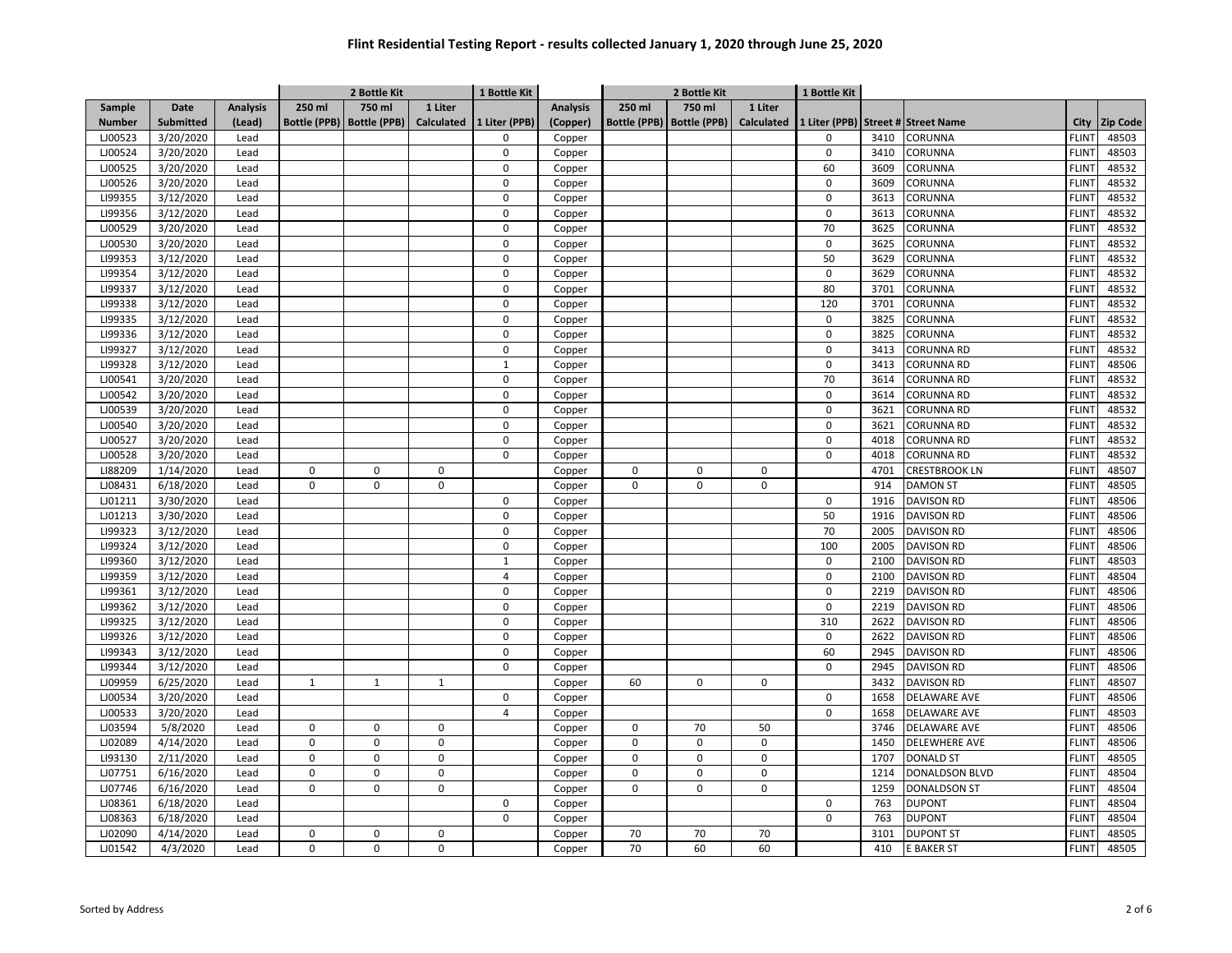# Flint Residential Testing Report - results collected January 1, 2020 through June 25, 2020

| | | | 2 Bottle Kit | | | 1 Bottle Kit | | 2 Bottle Kit | | | 1 Bottle Kit | | | | |
|---|---|---|---|---|---|---|---|---|---|---|---|---|---|---|---|
| Sample Number | Date Submitted | Analysis (Lead) | 250 ml Bottle (PPB) | 750 ml Bottle (PPB) | 1 Liter Calculated | 1 Liter (PPB) | Analysis (Copper) | 250 ml Bottle (PPB) | 750 ml Bottle (PPB) | 1 Liter Calculated | 1 Liter (PPB) | Street # | Street Name | City | Zip Code |
| LJ00523 | 3/20/2020 | Lead | | | | 0 | Copper | | | | 0 | 3410 | CORUNNA | FLINT | 48503 |
| LJ00524 | 3/20/2020 | Lead | | | | 0 | Copper | | | | 0 | 3410 | CORUNNA | FLINT | 48503 |
| LJ00525 | 3/20/2020 | Lead | | | | 0 | Copper | | | | 60 | 3609 | CORUNNA | FLINT | 48532 |
| LJ00526 | 3/20/2020 | Lead | | | | 0 | Copper | | | | 0 | 3609 | CORUNNA | FLINT | 48532 |
| LI99355 | 3/12/2020 | Lead | | | | 0 | Copper | | | | 0 | 3613 | CORUNNA | FLINT | 48532 |
| LI99356 | 3/12/2020 | Lead | | | | 0 | Copper | | | | 0 | 3613 | CORUNNA | FLINT | 48532 |
| LJ00529 | 3/20/2020 | Lead | | | | 0 | Copper | | | | 70 | 3625 | CORUNNA | FLINT | 48532 |
| LJ00530 | 3/20/2020 | Lead | | | | 0 | Copper | | | | 0 | 3625 | CORUNNA | FLINT | 48532 |
| LI99353 | 3/12/2020 | Lead | | | | 0 | Copper | | | | 50 | 3629 | CORUNNA | FLINT | 48532 |
| LI99354 | 3/12/2020 | Lead | | | | 0 | Copper | | | | 0 | 3629 | CORUNNA | FLINT | 48532 |
| LI99337 | 3/12/2020 | Lead | | | | 0 | Copper | | | | 80 | 3701 | CORUNNA | FLINT | 48532 |
| LI99338 | 3/12/2020 | Lead | | | | 0 | Copper | | | | 120 | 3701 | CORUNNA | FLINT | 48532 |
| LI99335 | 3/12/2020 | Lead | | | | 0 | Copper | | | | 0 | 3825 | CORUNNA | FLINT | 48532 |
| LI99336 | 3/12/2020 | Lead | | | | 0 | Copper | | | | 0 | 3825 | CORUNNA | FLINT | 48532 |
| LI99327 | 3/12/2020 | Lead | | | | 0 | Copper | | | | 0 | 3413 | CORUNNA RD | FLINT | 48532 |
| LI99328 | 3/12/2020 | Lead | | | | 1 | Copper | | | | 0 | 3413 | CORUNNA RD | FLINT | 48506 |
| LJ00541 | 3/20/2020 | Lead | | | | 0 | Copper | | | | 70 | 3614 | CORUNNA RD | FLINT | 48532 |
| LJ00542 | 3/20/2020 | Lead | | | | 0 | Copper | | | | 0 | 3614 | CORUNNA RD | FLINT | 48532 |
| LJ00539 | 3/20/2020 | Lead | | | | 0 | Copper | | | | 0 | 3621 | CORUNNA RD | FLINT | 48532 |
| LJ00540 | 3/20/2020 | Lead | | | | 0 | Copper | | | | 0 | 3621 | CORUNNA RD | FLINT | 48532 |
| LJ00527 | 3/20/2020 | Lead | | | | 0 | Copper | | | | 0 | 4018 | CORUNNA RD | FLINT | 48532 |
| LJ00528 | 3/20/2020 | Lead | | | | 0 | Copper | | | | 0 | 4018 | CORUNNA RD | FLINT | 48532 |
| LI88209 | 1/14/2020 | Lead | 0 | 0 | 0 | | Copper | 0 | 0 | 0 | | 4701 | CRESTBROOK LN | FLINT | 48507 |
| LJ08431 | 6/18/2020 | Lead | 0 | 0 | 0 | | Copper | 0 | 0 | 0 | | 914 | DAMON ST | FLINT | 48505 |
| LJ01211 | 3/30/2020 | Lead | | | | 0 | Copper | | | | 0 | 1916 | DAVISON RD | FLINT | 48506 |
| LJ01213 | 3/30/2020 | Lead | | | | 0 | Copper | | | | 50 | 1916 | DAVISON RD | FLINT | 48506 |
| LI99323 | 3/12/2020 | Lead | | | | 0 | Copper | | | | 70 | 2005 | DAVISON RD | FLINT | 48506 |
| LI99324 | 3/12/2020 | Lead | | | | 0 | Copper | | | | 100 | 2005 | DAVISON RD | FLINT | 48506 |
| LI99360 | 3/12/2020 | Lead | | | | 1 | Copper | | | | 0 | 2100 | DAVISON RD | FLINT | 48503 |
| LI99359 | 3/12/2020 | Lead | | | | 4 | Copper | | | | 0 | 2100 | DAVISON RD | FLINT | 48504 |
| LI99361 | 3/12/2020 | Lead | | | | 0 | Copper | | | | 0 | 2219 | DAVISON RD | FLINT | 48506 |
| LI99362 | 3/12/2020 | Lead | | | | 0 | Copper | | | | 0 | 2219 | DAVISON RD | FLINT | 48506 |
| LI99325 | 3/12/2020 | Lead | | | | 0 | Copper | | | | 310 | 2622 | DAVISON RD | FLINT | 48506 |
| LI99326 | 3/12/2020 | Lead | | | | 0 | Copper | | | | 0 | 2622 | DAVISON RD | FLINT | 48506 |
| LI99343 | 3/12/2020 | Lead | | | | 0 | Copper | | | | 60 | 2945 | DAVISON RD | FLINT | 48506 |
| LI99344 | 3/12/2020 | Lead | | | | 0 | Copper | | | | 0 | 2945 | DAVISON RD | FLINT | 48506 |
| LJ09959 | 6/25/2020 | Lead | 1 | 1 | 1 | | Copper | 60 | 0 | 0 | | 3432 | DAVISON RD | FLINT | 48507 |
| LJ00534 | 3/20/2020 | Lead | | | | 0 | Copper | | | | 0 | 1658 | DELAWARE AVE | FLINT | 48506 |
| LJ00533 | 3/20/2020 | Lead | | | | 4 | Copper | | | | 0 | 1658 | DELAWARE AVE | FLINT | 48503 |
| LJ03594 | 5/8/2020 | Lead | 0 | 0 | 0 | | Copper | 0 | 70 | 50 | | 3746 | DELAWARE AVE | FLINT | 48506 |
| LJ02089 | 4/14/2020 | Lead | 0 | 0 | 0 | | Copper | 0 | 0 | 0 | | 1450 | DELEWHERE AVE | FLINT | 48506 |
| LI93130 | 2/11/2020 | Lead | 0 | 0 | 0 | | Copper | 0 | 0 | 0 | | 1707 | DONALD ST | FLINT | 48505 |
| LJ07751 | 6/16/2020 | Lead | 0 | 0 | 0 | | Copper | 0 | 0 | 0 | | 1214 | DONALDSON BLVD | FLINT | 48504 |
| LJ07746 | 6/16/2020 | Lead | 0 | 0 | 0 | | Copper | 0 | 0 | 0 | | 1259 | DONALDSON ST | FLINT | 48504 |
| LJ08361 | 6/18/2020 | Lead | | | | 0 | Copper | | | | 0 | 763 | DUPONT | FLINT | 48504 |
| LJ08363 | 6/18/2020 | Lead | | | | 0 | Copper | | | | 0 | 763 | DUPONT | FLINT | 48504 |
| LJ02090 | 4/14/2020 | Lead | 0 | 0 | 0 | | Copper | 70 | 70 | 70 | | 3101 | DUPONT ST | FLINT | 48505 |
| LJ01542 | 4/3/2020 | Lead | 0 | 0 | 0 | | Copper | 70 | 60 | 60 | | 410 | E BAKER ST | FLINT | 48505 |

Sorted by Address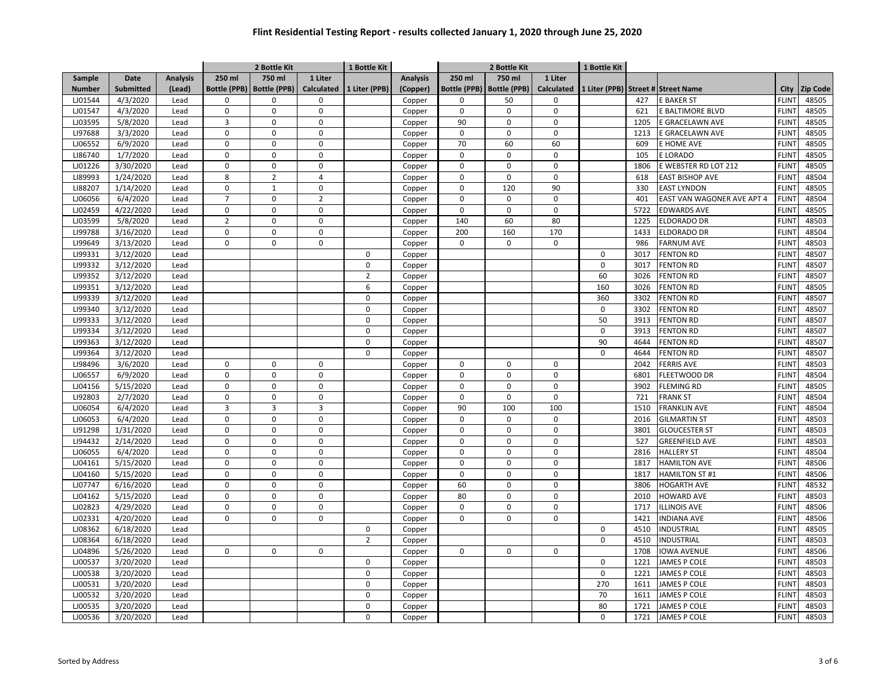# Flint Residential Testing Report - results collected January 1, 2020 through June 25, 2020

| | | | 2 Bottle Kit | | | 1 Bottle Kit | | 2 Bottle Kit | | | 1 Bottle Kit | | | | |
|---|---|---|---|---|---|---|---|---|---|---|---|---|---|---|---|
| Sample Number | Date Submitted | Analysis (Lead) | 250 ml Bottle (PPB) | 750 ml Bottle (PPB) | 1 Liter Calculated | 1 Liter (PPB) | Analysis (Copper) | 250 ml Bottle (PPB) | 750 ml Bottle (PPB) | 1 Liter Calculated | 1 Liter (PPB) | Street # | Street Name | City | Zip Code |
| LJ01544 | 4/3/2020 | Lead | 0 | 0 | 0 | | Copper | 0 | 50 | 0 | | 427 | E BAKER ST | FLINT | 48505 |
| LJ01547 | 4/3/2020 | Lead | 0 | 0 | 0 | | Copper | 0 | 0 | 0 | | 621 | E BALTIMORE BLVD | FLINT | 48505 |
| LJ03595 | 5/8/2020 | Lead | 3 | 0 | 0 | | Copper | 90 | 0 | 0 | | 1205 | E GRACELAWN AVE | FLINT | 48505 |
| LI97688 | 3/3/2020 | Lead | 0 | 0 | 0 | | Copper | 0 | 0 | 0 | | 1213 | E GRACELAWN AVE | FLINT | 48505 |
| LJ06552 | 6/9/2020 | Lead | 0 | 0 | 0 | | Copper | 70 | 60 | 60 | | 609 | E HOME AVE | FLINT | 48505 |
| LI86740 | 1/7/2020 | Lead | 0 | 0 | 0 | | Copper | 0 | 0 | 0 | | 105 | E LORADO | FLINT | 48505 |
| LJ01226 | 3/30/2020 | Lead | 0 | 0 | 0 | | Copper | 0 | 0 | 0 | | 1806 | E WEBSTER RD LOT 212 | FLINT | 48505 |
| LI89993 | 1/24/2020 | Lead | 8 | 2 | 4 | | Copper | 0 | 0 | 0 | | 618 | EAST BISHOP AVE | FLINT | 48504 |
| LI88207 | 1/14/2020 | Lead | 0 | 1 | 0 | | Copper | 0 | 120 | 90 | | 330 | EAST LYNDON | FLINT | 48505 |
| LJ06056 | 6/4/2020 | Lead | 7 | 0 | 2 | | Copper | 0 | 0 | 0 | | 401 | EAST VAN WAGONER AVE APT 4 | FLINT | 48504 |
| LJ02459 | 4/22/2020 | Lead | 0 | 0 | 0 | | Copper | 0 | 0 | 0 | | 5722 | EDWARDS AVE | FLINT | 48505 |
| LJ03599 | 5/8/2020 | Lead | 2 | 0 | 0 | | Copper | 140 | 60 | 80 | | 1225 | ELDORADO DR | FLINT | 48503 |
| LI99788 | 3/16/2020 | Lead | 0 | 0 | 0 | | Copper | 200 | 160 | 170 | | 1433 | ELDORADO DR | FLINT | 48504 |
| LI99649 | 3/13/2020 | Lead | 0 | 0 | 0 | | Copper | 0 | 0 | 0 | | 986 | FARNUM AVE | FLINT | 48503 |
| LI99331 | 3/12/2020 | Lead | | | | 0 | Copper | | | | 0 | 3017 | FENTON RD | FLINT | 48507 |
| LI99332 | 3/12/2020 | Lead | | | | 0 | Copper | | | | 0 | 3017 | FENTON RD | FLINT | 48507 |
| LI99352 | 3/12/2020 | Lead | | | | 2 | Copper | | | | 60 | 3026 | FENTON RD | FLINT | 48507 |
| LI99351 | 3/12/2020 | Lead | | | | 6 | Copper | | | | 160 | 3026 | FENTON RD | FLINT | 48505 |
| LI99339 | 3/12/2020 | Lead | | | | 0 | Copper | | | | 360 | 3302 | FENTON RD | FLINT | 48507 |
| LI99340 | 3/12/2020 | Lead | | | | 0 | Copper | | | | 0 | 3302 | FENTON RD | FLINT | 48507 |
| LI99333 | 3/12/2020 | Lead | | | | 0 | Copper | | | | 50 | 3913 | FENTON RD | FLINT | 48507 |
| LI99334 | 3/12/2020 | Lead | | | | 0 | Copper | | | | 0 | 3913 | FENTON RD | FLINT | 48507 |
| LI99363 | 3/12/2020 | Lead | | | | 0 | Copper | | | | 90 | 4644 | FENTON RD | FLINT | 48507 |
| LI99364 | 3/12/2020 | Lead | | | | 0 | Copper | | | | 0 | 4644 | FENTON RD | FLINT | 48507 |
| LI98496 | 3/6/2020 | Lead | 0 | 0 | 0 | | Copper | 0 | 0 | 0 | | 2042 | FERRIS AVE | FLINT | 48503 |
| LJ06557 | 6/9/2020 | Lead | 0 | 0 | 0 | | Copper | 0 | 0 | 0 | | 6801 | FLEETWOOD DR | FLINT | 48504 |
| LJ04156 | 5/15/2020 | Lead | 0 | 0 | 0 | | Copper | 0 | 0 | 0 | | 3902 | FLEMING RD | FLINT | 48505 |
| LI92803 | 2/7/2020 | Lead | 0 | 0 | 0 | | Copper | 0 | 0 | 0 | | 721 | FRANK ST | FLINT | 48504 |
| LJ06054 | 6/4/2020 | Lead | 3 | 3 | 3 | | Copper | 90 | 100 | 100 | | 1510 | FRANKLIN AVE | FLINT | 48504 |
| LJ06053 | 6/4/2020 | Lead | 0 | 0 | 0 | | Copper | 0 | 0 | 0 | | 2016 | GILMARTIN ST | FLINT | 48503 |
| LI91298 | 1/31/2020 | Lead | 0 | 0 | 0 | | Copper | 0 | 0 | 0 | | 3801 | GLOUCESTER ST | FLINT | 48503 |
| LI94432 | 2/14/2020 | Lead | 0 | 0 | 0 | | Copper | 0 | 0 | 0 | | 527 | GREENFIELD AVE | FLINT | 48503 |
| LJ06055 | 6/4/2020 | Lead | 0 | 0 | 0 | | Copper | 0 | 0 | 0 | | 2816 | HALLERY ST | FLINT | 48504 |
| LJ04161 | 5/15/2020 | Lead | 0 | 0 | 0 | | Copper | 0 | 0 | 0 | | 1817 | HAMILTON AVE | FLINT | 48506 |
| LJ04160 | 5/15/2020 | Lead | 0 | 0 | 0 | | Copper | 0 | 0 | 0 | | 1817 | HAMILTON ST #1 | FLINT | 48506 |
| LJ07747 | 6/16/2020 | Lead | 0 | 0 | 0 | | Copper | 60 | 0 | 0 | | 3806 | HOGARTH AVE | FLINT | 48532 |
| LJ04162 | 5/15/2020 | Lead | 0 | 0 | 0 | | Copper | 80 | 0 | 0 | | 2010 | HOWARD AVE | FLINT | 48503 |
| LJ02823 | 4/29/2020 | Lead | 0 | 0 | 0 | | Copper | 0 | 0 | 0 | | 1717 | ILLINOIS AVE | FLINT | 48506 |
| LJ02331 | 4/20/2020 | Lead | 0 | 0 | 0 | | Copper | 0 | 0 | 0 | | 1421 | INDIANA AVE | FLINT | 48506 |
| LJ08362 | 6/18/2020 | Lead | | | | 0 | Copper | | | | 0 | 4510 | INDUSTRIAL | FLINT | 48505 |
| LJ08364 | 6/18/2020 | Lead | | | | 2 | Copper | | | | 0 | 4510 | INDUSTRIAL | FLINT | 48505 |
| LJ04896 | 5/26/2020 | Lead | 0 | 0 | 0 | | Copper | 0 | 0 | 0 | | 1708 | IOWA AVENUE | FLINT | 48506 |
| LJ00537 | 3/20/2020 | Lead | | | | 0 | Copper | | | | 0 | 1221 | JAMES P COLE | FLINT | 48503 |
| LJ00538 | 3/20/2020 | Lead | | | | 0 | Copper | | | | 0 | 1221 | JAMES P COLE | FLINT | 48503 |
| LJ00531 | 3/20/2020 | Lead | | | | 0 | Copper | | | | 270 | 1611 | JAMES P COLE | FLINT | 48503 |
| LJ00532 | 3/20/2020 | Lead | | | | 0 | Copper | | | | 70 | 1611 | JAMES P COLE | FLINT | 48503 |
| LJ00535 | 3/20/2020 | Lead | | | | 0 | Copper | | | | 80 | 1721 | JAMES P COLE | FLINT | 48503 |
| LJ00536 | 3/20/2020 | Lead | | | | 0 | Copper | | | | 0 | 1721 | JAMES P COLE | FLINT | 48503 |

Sorted by Address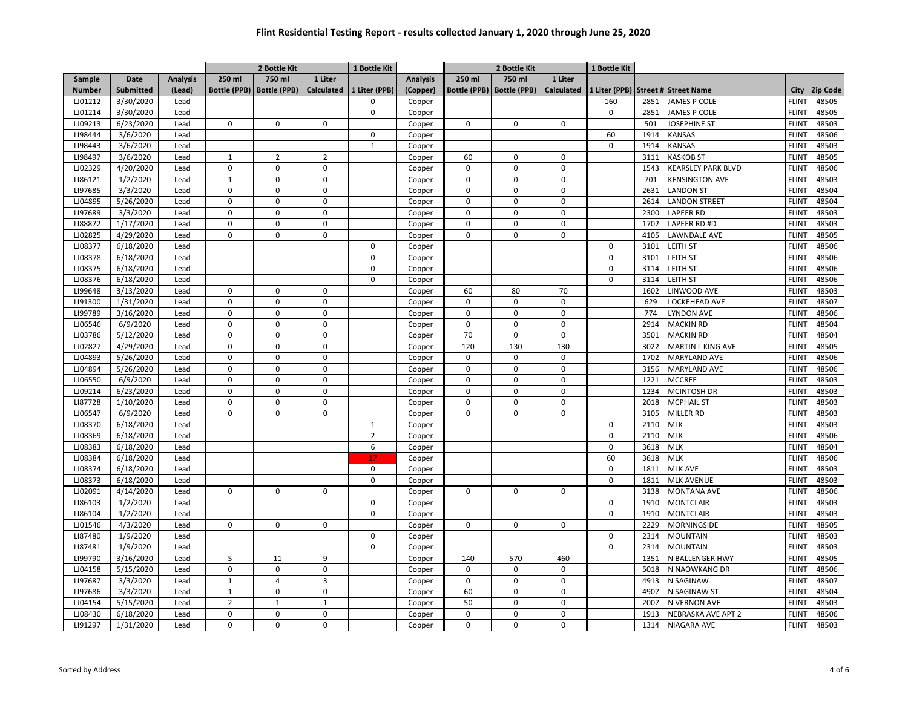# Flint Residential Testing Report - results collected January 1, 2020 through June 25, 2020

| | | | 2 Bottle Kit | | | 1 Bottle Kit | | 2 Bottle Kit | | | 1 Bottle Kit | | | | |
|---|---|---|---|---|---|---|---|---|---|---|---|---|---|---|---|
| Sample Number | Date Submitted | Analysis (Lead) | 250 ml Bottle (PPB) | 750 ml Bottle (PPB) | 1 Liter Calculated | 1 Liter (PPB) | Analysis (Copper) | 250 ml Bottle (PPB) | 750 ml Bottle (PPB) | 1 Liter Calculated | 1 Liter (PPB) | Street # | Street Name | City | Zip Code |
| LJ01212 | 3/30/2020 | Lead | | | | 0 | Copper | | | | 160 | 2851 | JAMES P COLE | FLINT | 48505 |
| LJ01214 | 3/30/2020 | Lead | | | | 0 | Copper | | | | 0 | 2851 | JAMES P COLE | FLINT | 48505 |
| LJ09213 | 6/23/2020 | Lead | 0 | 0 | 0 | | Copper | 0 | 0 | 0 | | 501 | JOSEPHINE ST | FLINT | 48503 |
| LI98444 | 3/6/2020 | Lead | | | | 0 | Copper | | | | 60 | 1914 | KANSAS | FLINT | 48506 |
| LI98443 | 3/6/2020 | Lead | | | | 1 | Copper | | | | 0 | 1914 | KANSAS | FLINT | 48503 |
| LI98497 | 3/6/2020 | Lead | 1 | 2 | 2 | | Copper | 60 | 0 | 0 | | 3111 | KASKOB ST | FLINT | 48505 |
| LJ02329 | 4/20/2020 | Lead | 0 | 0 | 0 | | Copper | 0 | 0 | 0 | | 1543 | KEARSLEY PARK BLVD | FLINT | 48506 |
| LI86121 | 1/2/2020 | Lead | 1 | 0 | 0 | | Copper | 0 | 0 | 0 | | 701 | KENSINGTON AVE | FLINT | 48503 |
| LI97685 | 3/3/2020 | Lead | 0 | 0 | 0 | | Copper | 0 | 0 | 0 | | 2631 | LANDON ST | FLINT | 48504 |
| LJ04895 | 5/26/2020 | Lead | 0 | 0 | 0 | | Copper | 0 | 0 | 0 | | 2614 | LANDON STREET | FLINT | 48504 |
| LI97689 | 3/3/2020 | Lead | 0 | 0 | 0 | | Copper | 0 | 0 | 0 | | 2300 | LAPEER RD | FLINT | 48503 |
| LI88872 | 1/17/2020 | Lead | 0 | 0 | 0 | | Copper | 0 | 0 | 0 | | 1702 | LAPEER RD #D | FLINT | 48503 |
| LJ02825 | 4/29/2020 | Lead | 0 | 0 | 0 | | Copper | 0 | 0 | 0 | | 4105 | LAWNDALE AVE | FLINT | 48505 |
| LJ08377 | 6/18/2020 | Lead | | | | 0 | Copper | | | | 0 | 3101 | LEITH ST | FLINT | 48506 |
| LJ08378 | 6/18/2020 | Lead | | | | 0 | Copper | | | | 0 | 3101 | LEITH ST | FLINT | 48506 |
| LJ08375 | 6/18/2020 | Lead | | | | 0 | Copper | | | | 0 | 3114 | LEITH ST | FLINT | 48506 |
| LJ08376 | 6/18/2020 | Lead | | | | 0 | Copper | | | | 0 | 3114 | LEITH ST | FLINT | 48506 |
| LI99648 | 3/13/2020 | Lead | 0 | 0 | 0 | | Copper | 60 | 80 | 70 | | 1602 | LINWOOD AVE | FLINT | 48503 |
| LI91300 | 1/31/2020 | Lead | 0 | 0 | 0 | | Copper | 0 | 0 | 0 | | 629 | LOCKEHEAD AVE | FLINT | 48507 |
| LI99789 | 3/16/2020 | Lead | 0 | 0 | 0 | | Copper | 0 | 0 | 0 | | 774 | LYNDON AVE | FLINT | 48506 |
| LJ06546 | 6/9/2020 | Lead | 0 | 0 | 0 | | Copper | 0 | 0 | 0 | | 2914 | MACKIN RD | FLINT | 48504 |
| LJ03786 | 5/12/2020 | Lead | 0 | 0 | 0 | | Copper | 70 | 0 | 0 | | 3501 | MACKIN RD | FLINT | 48504 |
| LJ02827 | 4/29/2020 | Lead | 0 | 0 | 0 | | Copper | 120 | 130 | 130 | | 3022 | MARTIN L KING AVE | FLINT | 48505 |
| LJ04893 | 5/26/2020 | Lead | 0 | 0 | 0 | | Copper | 0 | 0 | 0 | | 1702 | MARYLAND AVE | FLINT | 48506 |
| LJ04894 | 5/26/2020 | Lead | 0 | 0 | 0 | | Copper | 0 | 0 | 0 | | 3156 | MARYLAND AVE | FLINT | 48506 |
| LJ06550 | 6/9/2020 | Lead | 0 | 0 | 0 | | Copper | 0 | 0 | 0 | | 1221 | MCCREE | FLINT | 48503 |
| LJ09214 | 6/23/2020 | Lead | 0 | 0 | 0 | | Copper | 0 | 0 | 0 | | 1234 | MCINTOSH DR | FLINT | 48503 |
| LI87728 | 1/10/2020 | Lead | 0 | 0 | 0 | | Copper | 0 | 0 | 0 | | 2018 | MCPHAIL ST | FLINT | 48503 |
| LJ06547 | 6/9/2020 | Lead | 0 | 0 | 0 | | Copper | 0 | 0 | 0 | | 3105 | MILLER RD | FLINT | 48503 |
| LJ08370 | 6/18/2020 | Lead | | | | 1 | Copper | | | | 0 | 2110 | MLK | FLINT | 48503 |
| LJ08369 | 6/18/2020 | Lead | | | | 2 | Copper | | | | 0 | 2110 | MLK | FLINT | 48506 |
| LJ08383 | 6/18/2020 | Lead | | | | 6 | Copper | | | | 0 | 3618 | MLK | FLINT | 48504 |
| LJ08384 | 6/18/2020 | Lead | | | | 17 | Copper | | | | 60 | 3618 | MLK | FLINT | 48506 |
| LJ08374 | 6/18/2020 | Lead | | | | 0 | Copper | | | | 0 | 1811 | MLK AVE | FLINT | 48503 |
| LJ08373 | 6/18/2020 | Lead | | | | 0 | Copper | | | | 0 | 1811 | MLK AVENUE | FLINT | 48503 |
| LJ02091 | 4/14/2020 | Lead | 0 | 0 | 0 | | Copper | 0 | 0 | 0 | | 3138 | MONTANA AVE | FLINT | 48506 |
| LI86103 | 1/2/2020 | Lead | | | | 0 | Copper | | | | 0 | 1910 | MONTCLAIR | FLINT | 48503 |
| LI86104 | 1/2/2020 | Lead | | | | 0 | Copper | | | | 0 | 1910 | MONTCLAIR | FLINT | 48503 |
| LJ01546 | 4/3/2020 | Lead | 0 | 0 | 0 | | Copper | 0 | 0 | 0 | | 2229 | MORNINGSIDE | FLINT | 48505 |
| LI87480 | 1/9/2020 | Lead | | | | 0 | Copper | | | | 0 | 2314 | MOUNTAIN | FLINT | 48503 |
| LI87481 | 1/9/2020 | Lead | | | | 0 | Copper | | | | 0 | 2314 | MOUNTAIN | FLINT | 48503 |
| LI99790 | 3/16/2020 | Lead | 5 | 11 | 9 | | Copper | 140 | 570 | 460 | | 1351 | N BALLENGER HWY | FLINT | 48505 |
| LJ04158 | 5/15/2020 | Lead | 0 | 0 | 0 | | Copper | 0 | 0 | 0 | | 5018 | N NAOWKANG DR | FLINT | 48506 |
| LI97687 | 3/3/2020 | Lead | 1 | 4 | 3 | | Copper | 0 | 0 | 0 | | 4913 | N SAGINAW | FLINT | 48507 |
| LI97686 | 3/3/2020 | Lead | 1 | 0 | 0 | | Copper | 60 | 0 | 0 | | 4907 | N SAGINAW ST | FLINT | 48504 |
| LJ04154 | 5/15/2020 | Lead | 2 | 1 | 1 | | Copper | 50 | 0 | 0 | | 2007 | N VERNON AVE | FLINT | 48503 |
| LJ08430 | 6/18/2020 | Lead | 0 | 0 | 0 | | Copper | 0 | 0 | 0 | | 1913 | NEBRASKA AVE APT 2 | FLINT | 48506 |
| LI91297 | 1/31/2020 | Lead | 0 | 0 | 0 | | Copper | 0 | 0 | 0 | | 1314 | NIAGARA AVE | FLINT | 48503 |

Sorted by Address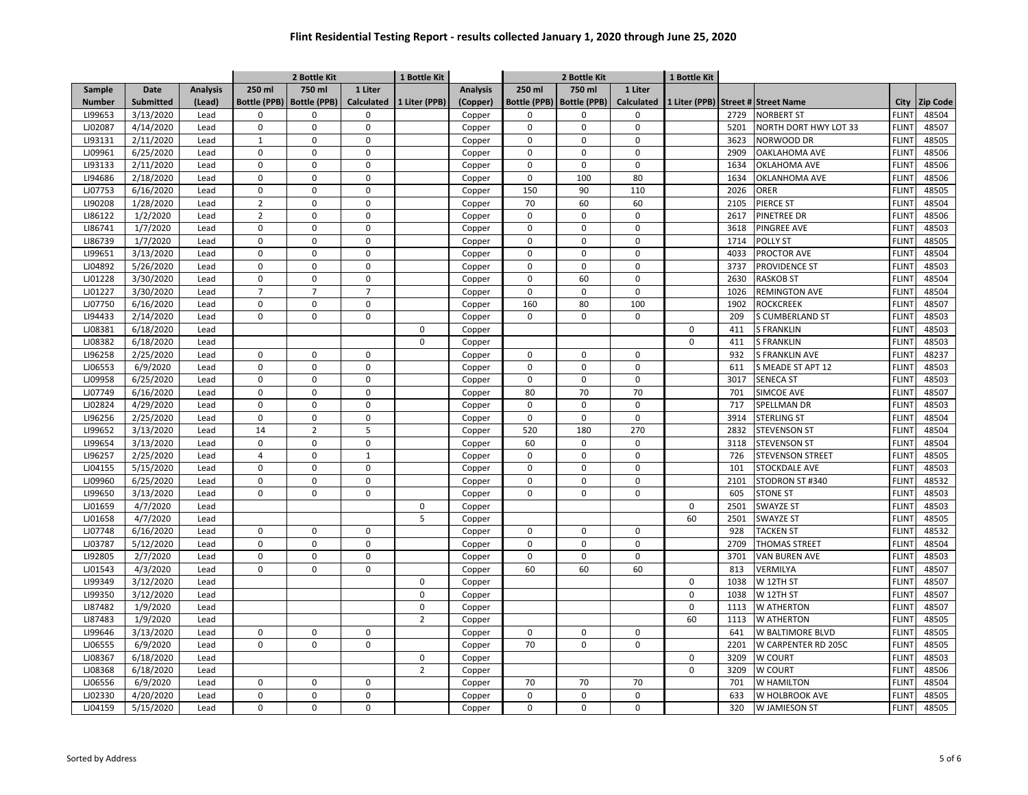# Flint Residential Testing Report - results collected January 1, 2020 through June 25, 2020

| | | | 2 Bottle Kit | | | 1 Bottle Kit | | 2 Bottle Kit | | | 1 Bottle Kit | | | | |
|---|---|---|---|---|---|---|---|---|---|---|---|---|---|---|---|
| Sample Number | Date Submitted | Analysis (Lead) | 250 ml Bottle (PPB) | 750 ml Bottle (PPB) | 1 Liter Calculated | 1 Liter (PPB) | Analysis (Copper) | 250 ml Bottle (PPB) | 750 ml Bottle (PPB) | 1 Liter Calculated | 1 Liter (PPB) | Street # | Street Name | City | Zip Code |
| LI99653 | 3/13/2020 | Lead | 0 | 0 | 0 | | Copper | 0 | 0 | 0 | | 2729 | NORBERT ST | FLINT | 48504 |
| LJ02087 | 4/14/2020 | Lead | 0 | 0 | 0 | | Copper | 0 | 0 | 0 | | 5201 | NORTH DORT HWY LOT 33 | FLINT | 48507 |
| LI93131 | 2/11/2020 | Lead | 1 | 0 | 0 | | Copper | 0 | 0 | 0 | | 3623 | NORWOOD DR | FLINT | 48505 |
| LJ09961 | 6/25/2020 | Lead | 0 | 0 | 0 | | Copper | 0 | 0 | 0 | | 2909 | OAKLAHOMA AVE | FLINT | 48506 |
| LI93133 | 2/11/2020 | Lead | 0 | 0 | 0 | | Copper | 0 | 0 | 0 | | 1634 | OKLAHOMA AVE | FLINT | 48506 |
| LI94686 | 2/18/2020 | Lead | 0 | 0 | 0 | | Copper | 0 | 100 | 80 | | 1634 | OKLANHOMA AVE | FLINT | 48506 |
| LJ07753 | 6/16/2020 | Lead | 0 | 0 | 0 | | Copper | 150 | 90 | 110 | | 2026 | ORER | FLINT | 48505 |
| LI90208 | 1/28/2020 | Lead | 2 | 0 | 0 | | Copper | 70 | 60 | 60 | | 2105 | PIERCE ST | FLINT | 48504 |
| LI86122 | 1/2/2020 | Lead | 2 | 0 | 0 | | Copper | 0 | 0 | 0 | | 2617 | PINETREE DR | FLINT | 48506 |
| LI86741 | 1/7/2020 | Lead | 0 | 0 | 0 | | Copper | 0 | 0 | 0 | | 3618 | PINGREE AVE | FLINT | 48503 |
| LI86739 | 1/7/2020 | Lead | 0 | 0 | 0 | | Copper | 0 | 0 | 0 | | 1714 | POLLY ST | FLINT | 48505 |
| LI99651 | 3/13/2020 | Lead | 0 | 0 | 0 | | Copper | 0 | 0 | 0 | | 4033 | PROCTOR AVE | FLINT | 48504 |
| LJ04892 | 5/26/2020 | Lead | 0 | 0 | 0 | | Copper | 0 | 0 | 0 | | 3737 | PROVIDENCE ST | FLINT | 48503 |
| LJ01228 | 3/30/2020 | Lead | 0 | 0 | 0 | | Copper | 0 | 60 | 0 | | 2630 | RASKOB ST | FLINT | 48504 |
| LJ01227 | 3/30/2020 | Lead | 7 | 7 | 7 | | Copper | 0 | 0 | 0 | | 1026 | REMINGTON AVE | FLINT | 48504 |
| LJ07750 | 6/16/2020 | Lead | 0 | 0 | 0 | | Copper | 160 | 80 | 100 | | 1902 | ROCKCREEK | FLINT | 48507 |
| LI94433 | 2/14/2020 | Lead | 0 | 0 | 0 | | Copper | 0 | 0 | 0 | | 209 | S CUMBERLAND ST | FLINT | 48503 |
| LJ08381 | 6/18/2020 | Lead | | | | 0 | Copper | | | | 0 | 411 | S FRANKLIN | FLINT | 48503 |
| LJ08382 | 6/18/2020 | Lead | | | | 0 | Copper | | | | 0 | 411 | S FRANKLIN | FLINT | 48503 |
| LI96258 | 2/25/2020 | Lead | 0 | 0 | 0 | | Copper | 0 | 0 | 0 | | 932 | S FRANKLIN AVE | FLINT | 48237 |
| LJ06553 | 6/9/2020 | Lead | 0 | 0 | 0 | | Copper | 0 | 0 | 0 | | 611 | S MEADE ST APT 12 | FLINT | 48503 |
| LJ09958 | 6/25/2020 | Lead | 0 | 0 | 0 | | Copper | 0 | 0 | 0 | | 3017 | SENECA ST | FLINT | 48503 |
| LJ07749 | 6/16/2020 | Lead | 0 | 0 | 0 | | Copper | 80 | 70 | 70 | | 701 | SIMCOE AVE | FLINT | 48507 |
| LJ02824 | 4/29/2020 | Lead | 0 | 0 | 0 | | Copper | 0 | 0 | 0 | | 717 | SPELLMAN DR | FLINT | 48503 |
| LI96256 | 2/25/2020 | Lead | 0 | 0 | 0 | | Copper | 0 | 0 | 0 | | 3914 | STERLING ST | FLINT | 48504 |
| LI99652 | 3/13/2020 | Lead | 14 | 2 | 5 | | Copper | 520 | 180 | 270 | | 2832 | STEVENSON ST | FLINT | 48504 |
| LI99654 | 3/13/2020 | Lead | 0 | 0 | 0 | | Copper | 60 | 0 | 0 | | 3118 | STEVENSON ST | FLINT | 48504 |
| LI96257 | 2/25/2020 | Lead | 4 | 0 | 1 | | Copper | 0 | 0 | 0 | | 726 | STEVENSON STREET | FLINT | 48505 |
| LJ04155 | 5/15/2020 | Lead | 0 | 0 | 0 | | Copper | 0 | 0 | 0 | | 101 | STOCKDALE AVE | FLINT | 48503 |
| LJ09960 | 6/25/2020 | Lead | 0 | 0 | 0 | | Copper | 0 | 0 | 0 | | 2101 | STODRON ST #340 | FLINT | 48532 |
| LI99650 | 3/13/2020 | Lead | 0 | 0 | 0 | | Copper | 0 | 0 | 0 | | 605 | STONE ST | FLINT | 48503 |
| LJ01659 | 4/7/2020 | Lead | | | | 0 | Copper | | | | 0 | 2501 | SWAYZE ST | FLINT | 48503 |
| LJ01658 | 4/7/2020 | Lead | | | | 5 | Copper | | | | 60 | 2501 | SWAYZE ST | FLINT | 48505 |
| LJ07748 | 6/16/2020 | Lead | 0 | 0 | 0 | | Copper | 0 | 0 | 0 | | 928 | TACKEN ST | FLINT | 48532 |
| LJ03787 | 5/12/2020 | Lead | 0 | 0 | 0 | | Copper | 0 | 0 | 0 | | 2709 | THOMAS STREET | FLINT | 48504 |
| LI92805 | 2/7/2020 | Lead | 0 | 0 | 0 | | Copper | 0 | 0 | 0 | | 3701 | VAN BUREN AVE | FLINT | 48503 |
| LJ01543 | 4/3/2020 | Lead | 0 | 0 | 0 | | Copper | 60 | 60 | 60 | | 813 | VERMILYA | FLINT | 48507 |
| LI99349 | 3/12/2020 | Lead | | | | 0 | Copper | | | | 0 | 1038 | W 12TH ST | FLINT | 48507 |
| LI99350 | 3/12/2020 | Lead | | | | 0 | Copper | | | | 0 | 1038 | W 12TH ST | FLINT | 48507 |
| LI87482 | 1/9/2020 | Lead | | | | 0 | Copper | | | | 0 | 1113 | W ATHERTON | FLINT | 48507 |
| LI87483 | 1/9/2020 | Lead | | | | 2 | Copper | | | | 60 | 1113 | W ATHERTON | FLINT | 48505 |
| LI99646 | 3/13/2020 | Lead | 0 | 0 | 0 | | Copper | 0 | 0 | 0 | | 641 | W BALTIMORE BLVD | FLINT | 48505 |
| LJ06555 | 6/9/2020 | Lead | 0 | 0 | 0 | | Copper | 70 | 0 | 0 | | 2201 | W CARPENTER RD 205C | FLINT | 48505 |
| LJ08367 | 6/18/2020 | Lead | | | | 0 | Copper | | | | 0 | 3209 | W COURT | FLINT | 48503 |
| LJ08368 | 6/18/2020 | Lead | | | | 2 | Copper | | | | 0 | 3209 | W COURT | FLINT | 48506 |
| LJ06556 | 6/9/2020 | Lead | 0 | 0 | 0 | | Copper | 70 | 70 | 70 | | 701 | W HAMILTON | FLINT | 48504 |
| LJ02330 | 4/20/2020 | Lead | 0 | 0 | 0 | | Copper | 0 | 0 | 0 | | 633 | W HOLBROOK AVE | FLINT | 48505 |
| LJ04159 | 5/15/2020 | Lead | 0 | 0 | 0 | | Copper | 0 | 0 | 0 | | 320 | W JAMIESON ST | FLINT | 48505 |

Sorted by Address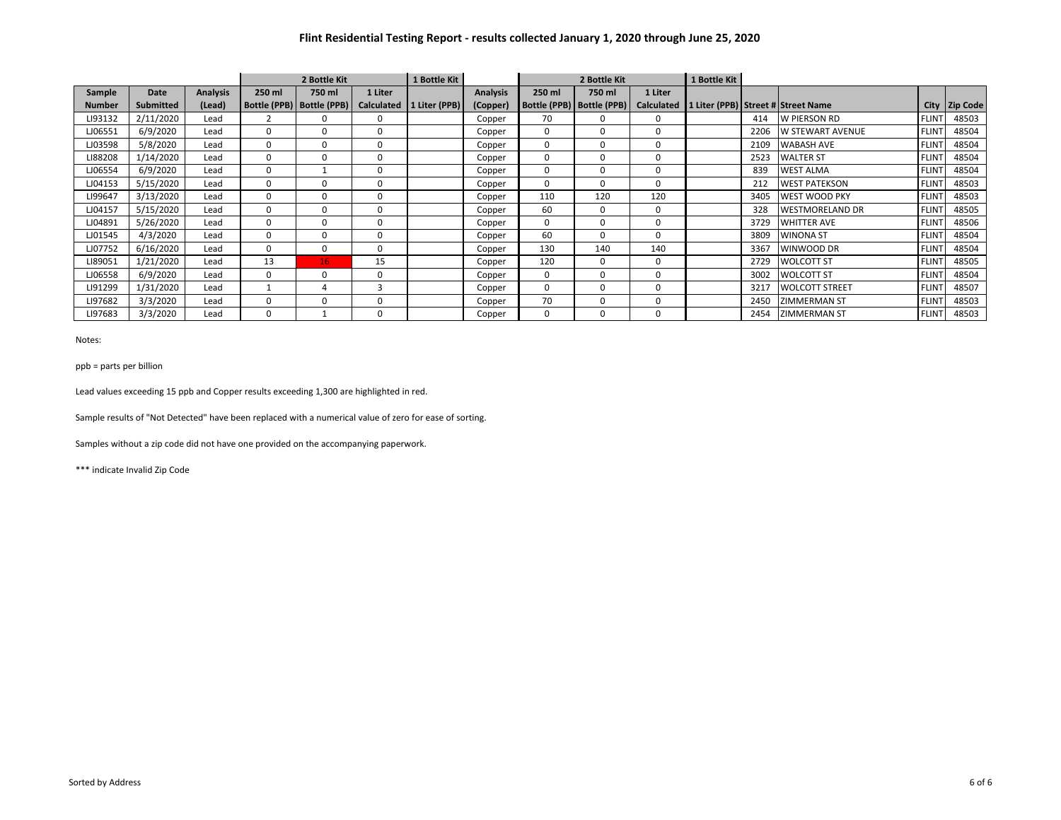## Flint Residential Testing Report - results collected January 1, 2020 through June 25, 2020

| | | | 2 Bottle Kit | | | 1 Bottle Kit | | 2 Bottle Kit | | | 1 Bottle Kit | | | | |
|---|---|---|---|---|---|---|---|---|---|---|---|---|---|---|---|
| Sample Number | Date Submitted | Analysis (Lead) | 250 ml Bottle (PPB) | 750 ml Bottle (PPB) | 1 Liter Calculated | 1 Liter (PPB) | Analysis (Copper) | 250 ml Bottle (PPB) | 750 ml Bottle (PPB) | 1 Liter Calculated | 1 Liter (PPB) | Street # | Street Name | City | Zip Code |
| LI93132 | 2/11/2020 | Lead | 2 | 0 | 0 | | Copper | 70 | 0 | 0 | | 414 | W PIERSON RD | FLINT | 48503 |
| LJ06551 | 6/9/2020 | Lead | 0 | 0 | 0 | | Copper | 0 | 0 | 0 | | 2206 | W STEWART AVENUE | FLINT | 48504 |
| LJ03598 | 5/8/2020 | Lead | 0 | 0 | 0 | | Copper | 0 | 0 | 0 | | 2109 | WABASH AVE | FLINT | 48504 |
| LI88208 | 1/14/2020 | Lead | 0 | 0 | 0 | | Copper | 0 | 0 | 0 | | 2523 | WALTER ST | FLINT | 48504 |
| LJ06554 | 6/9/2020 | Lead | 0 | 1 | 0 | | Copper | 0 | 0 | 0 | | 839 | WEST ALMA | FLINT | 48504 |
| LJ04153 | 5/15/2020 | Lead | 0 | 0 | 0 | | Copper | 0 | 0 | 0 | | 212 | WEST PATEKSON | FLINT | 48503 |
| LI99647 | 3/13/2020 | Lead | 0 | 0 | 0 | | Copper | 110 | 120 | 120 | | 3405 | WEST WOOD PKY | FLINT | 48503 |
| LJ04157 | 5/15/2020 | Lead | 0 | 0 | 0 | | Copper | 60 | 0 | 0 | | 328 | WESTMORELAND DR | FLINT | 48505 |
| LJ04891 | 5/26/2020 | Lead | 0 | 0 | 0 | | Copper | 0 | 0 | 0 | | 3729 | WHITTER AVE | FLINT | 48506 |
| LJ01545 | 4/3/2020 | Lead | 0 | 0 | 0 | | Copper | 60 | 0 | 0 | | 3809 | WINONA ST | FLINT | 48504 |
| LJ07752 | 6/16/2020 | Lead | 0 | 0 | 0 | | Copper | 130 | 140 | 140 | | 3367 | WINWOOD DR | FLINT | 48504 |
| LI89051 | 1/21/2020 | Lead | 13 | 16 | 15 | | Copper | 120 | 0 | 0 | | 2729 | WOLCOTT ST | FLINT | 48505 |
| LJ06558 | 6/9/2020 | Lead | 0 | 0 | 0 | | Copper | 0 | 0 | 0 | | 3002 | WOLCOTT ST | FLINT | 48504 |
| LI91299 | 1/31/2020 | Lead | 1 | 4 | 3 | | Copper | 0 | 0 | 0 | | 3217 | WOLCOTT STREET | FLINT | 48507 |
| LI97682 | 3/3/2020 | Lead | 0 | 0 | 0 | | Copper | 70 | 0 | 0 | | 2450 | ZIMMERMAN ST | FLINT | 48503 |
| LI97683 | 3/3/2020 | Lead | 0 | 1 | 0 | | Copper | 0 | 0 | 0 | | 2454 | ZIMMERMAN ST | FLINT | 48503 |

Notes:

ppb = parts per billion

Lead values exceeding 15 ppb and Copper results exceeding 1,300 are highlighted in red.

Sample results of "Not Detected" have been replaced with a numerical value of zero for ease of sorting.

Samples without a zip code did not have one provided on the accompanying paperwork.

*** indicate Invalid Zip Code

Sorted by Address